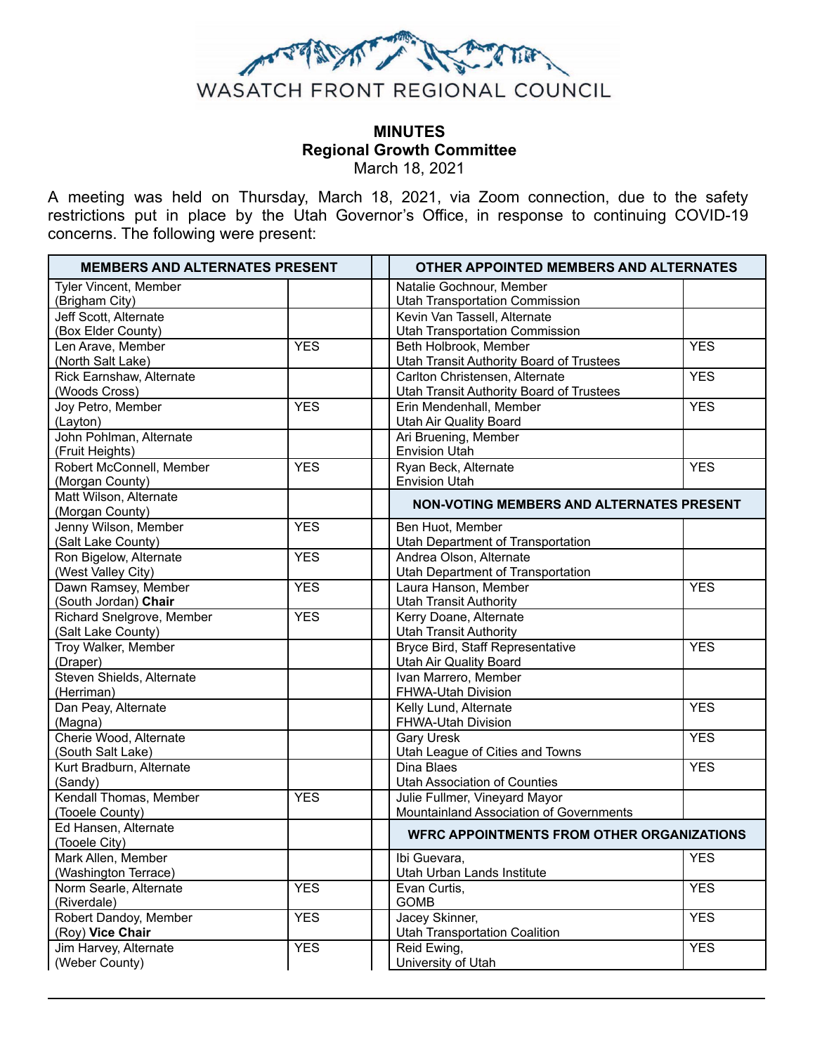WASATCH FRONT REGIONAL COUNCIL

# MINUTES
## Regional Growth Committee
March 18, 2021

A meeting was held on Thursday, March 18, 2021, via Zoom connection, due to the safety restrictions put in place by the Utah Governor's Office, in response to continuing COVID-19 concerns. The following were present:

| MEMBERS AND ALTERNATES PRESENT | | OTHER APPOINTED MEMBERS AND ALTERNATES | |
|---|---|---|---|
| Tyler Vincent, Member (Brigham City) | | Natalie Gochnour, Member Utah Transportation Commission | |
| Jeff Scott, Alternate (Box Elder County) | | Kevin Van Tassell, Alternate Utah Transportation Commission | |
| Len Arave, Member (North Salt Lake) | YES | Beth Holbrook, Member Utah Transit Authority Board of Trustees | YES |
| Rick Earnshaw, Alternate (Woods Cross) | | Carlton Christensen, Alternate Utah Transit Authority Board of Trustees | YES |
| Joy Petro, Member (Layton) | YES | Erin Mendenhall, Member Utah Air Quality Board | YES |
| John Pohlman, Alternate (Fruit Heights) | | Ari Bruening, Member Envision Utah | |
| Robert McConnell, Member (Morgan County) | YES | Ryan Beck, Alternate Envision Utah | YES |
| Matt Wilson, Alternate (Morgan County) | | **NON-VOTING MEMBERS AND ALTERNATES PRESENT** | |
| Jenny Wilson, Member (Salt Lake County) | YES | Ben Huot, Member Utah Department of Transportation | |
| Ron Bigelow, Alternate (West Valley City) | YES | Andrea Olson, Alternate Utah Department of Transportation | |
| Dawn Ramsey, Member (South Jordan) **Chair** | YES | Laura Hanson, Member Utah Transit Authority | YES |
| Richard Snelgrove, Member (Salt Lake County) | YES | Kerry Doane, Alternate Utah Transit Authority | |
| Troy Walker, Member (Draper) | | Bryce Bird, Staff Representative Utah Air Quality Board | YES |
| Steven Shields, Alternate (Herriman) | | Ivan Marrero, Member FHWA-Utah Division | |
| Dan Peay, Alternate (Magna) | | Kelly Lund, Alternate FHWA-Utah Division | YES |
| Cherie Wood, Alternate (South Salt Lake) | | Gary Uresk Utah League of Cities and Towns | YES |
| Kurt Bradburn, Alternate (Sandy) | | Dina Blaes Utah Association of Counties | YES |
| Kendall Thomas, Member (Tooele County) | YES | Julie Fullmer, Vineyard Mayor Mountainland Association of Governments | |
| Ed Hansen, Alternate (Tooele City) | | **WFRC APPOINTMENTS FROM OTHER ORGANIZATIONS** | |
| Mark Allen, Member (Washington Terrace) | | Ibi Guevara, Utah Urban Lands Institute | YES |
| Norm Searle, Alternate (Riverdale) | YES | Evan Curtis, GOMB | YES |
| Robert Dandoy, Member (Roy) **Vice Chair** | YES | Jacey Skinner, Utah Transportation Coalition | YES |
| Jim Harvey, Alternate (Weber County) | YES | Reid Ewing, University of Utah | YES |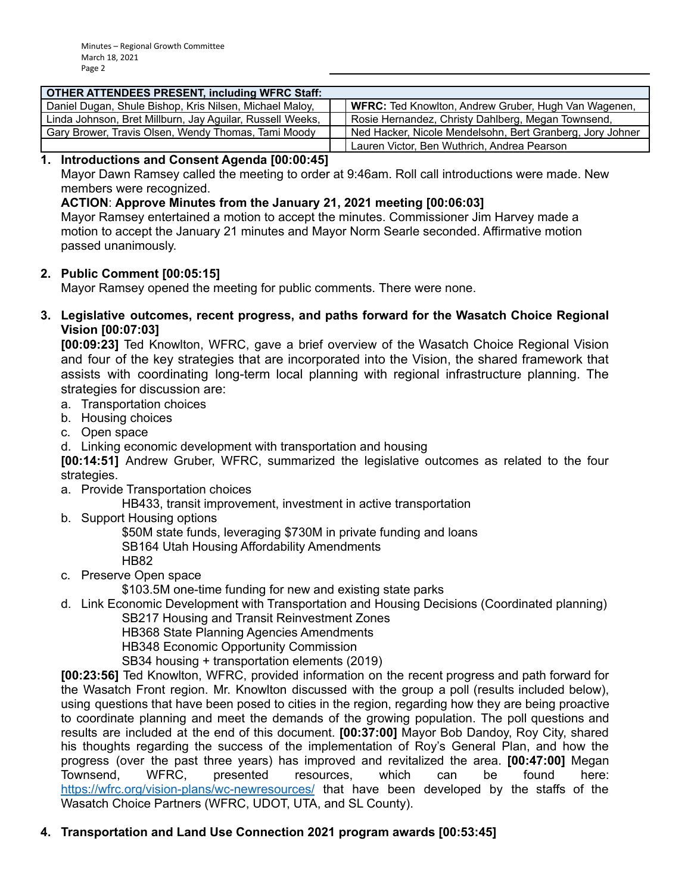| OTHER ATTENDEES PRESENT, including WFRC Staff: | | |
|---|---|---|
| Daniel Dugan, Shule Bishop, Kris Nilsen, Michael Maloy, | | **WFRC:** Ted Knowlton, Andrew Gruber, Hugh Van Wagenen, |
| Linda Johnson, Bret Millburn, Jay Aguilar, Russell Weeks, | | Rosie Hernandez, Christy Dahlberg, Megan Townsend, |
| Gary Brower, Travis Olsen, Wendy Thomas, Tami Moody | | Ned Hacker, Nicole Mendelsohn, Bert Granberg, Jory Johner |
| | | Lauren Victor, Ben Wuthrich, Andrea Pearson |

1. **Introductions and Consent Agenda [00:00:45]**
   Mayor Dawn Ramsey called the meeting to order at 9:46am. Roll call introductions were made. New members were recognized.
   **ACTION**: **Approve Minutes from the January 21, 2021 meeting [00:06:03]**
   Mayor Ramsey entertained a motion to accept the minutes. Commissioner Jim Harvey made a motion to accept the January 21 minutes and Mayor Norm Searle seconded. Affirmative motion passed unanimously.

2. **Public Comment [00:05:15]**
   Mayor Ramsey opened the meeting for public comments. There were none.

3. **Legislative outcomes, recent progress, and paths forward for the Wasatch Choice Regional Vision [00:07:03]**
   **[00:09:23]** Ted Knowlton, WFRC, gave a brief overview of the Wasatch Choice Regional Vision and four of the key strategies that are incorporated into the Vision, the shared framework that assists with coordinating long-term local planning with regional infrastructure planning. The strategies for discussion are:
   a. Transportation choices
   b. Housing choices
   c. Open space
   d. Linking economic development with transportation and housing

   **[00:14:51]** Andrew Gruber, WFRC, summarized the legislative outcomes as related to the four strategies.
   a. Provide Transportation choices
      - HB433, transit improvement, investment in active transportation
   b. Support Housing options
      - $50M state funds, leveraging $730M in private funding and loans
      - SB164 Utah Housing Affordability Amendments
      - HB82
   c. Preserve Open space
      - $103.5M one-time funding for new and existing state parks
   d. Link Economic Development with Transportation and Housing Decisions (Coordinated planning)
      - SB217 Housing and Transit Reinvestment Zones
      - HB368 State Planning Agencies Amendments
      - HB348 Economic Opportunity Commission
      - SB34 housing + transportation elements (2019)

   **[00:23:56]** Ted Knowlton, WFRC, provided information on the recent progress and path forward for the Wasatch Front region. Mr. Knowlton discussed with the group a poll (results included below), using questions that have been posed to cities in the region, regarding how they are being proactive to coordinate planning and meet the demands of the growing population. The poll questions and results are included at the end of this document. **[00:37:00]** Mayor Bob Dandoy, Roy City, shared his thoughts regarding the success of the implementation of Roy's General Plan, and how the progress (over the past three years) has improved and revitalized the area. **[00:47:00]** Megan Townsend, WFRC, presented resources, which can be found here: https://wfrc.org/vision-plans/wc-newresources/ that have been developed by the staffs of the Wasatch Choice Partners (WFRC, UDOT, UTA, and SL County).

4. **Transportation and Land Use Connection 2021 program awards [00:53:45]**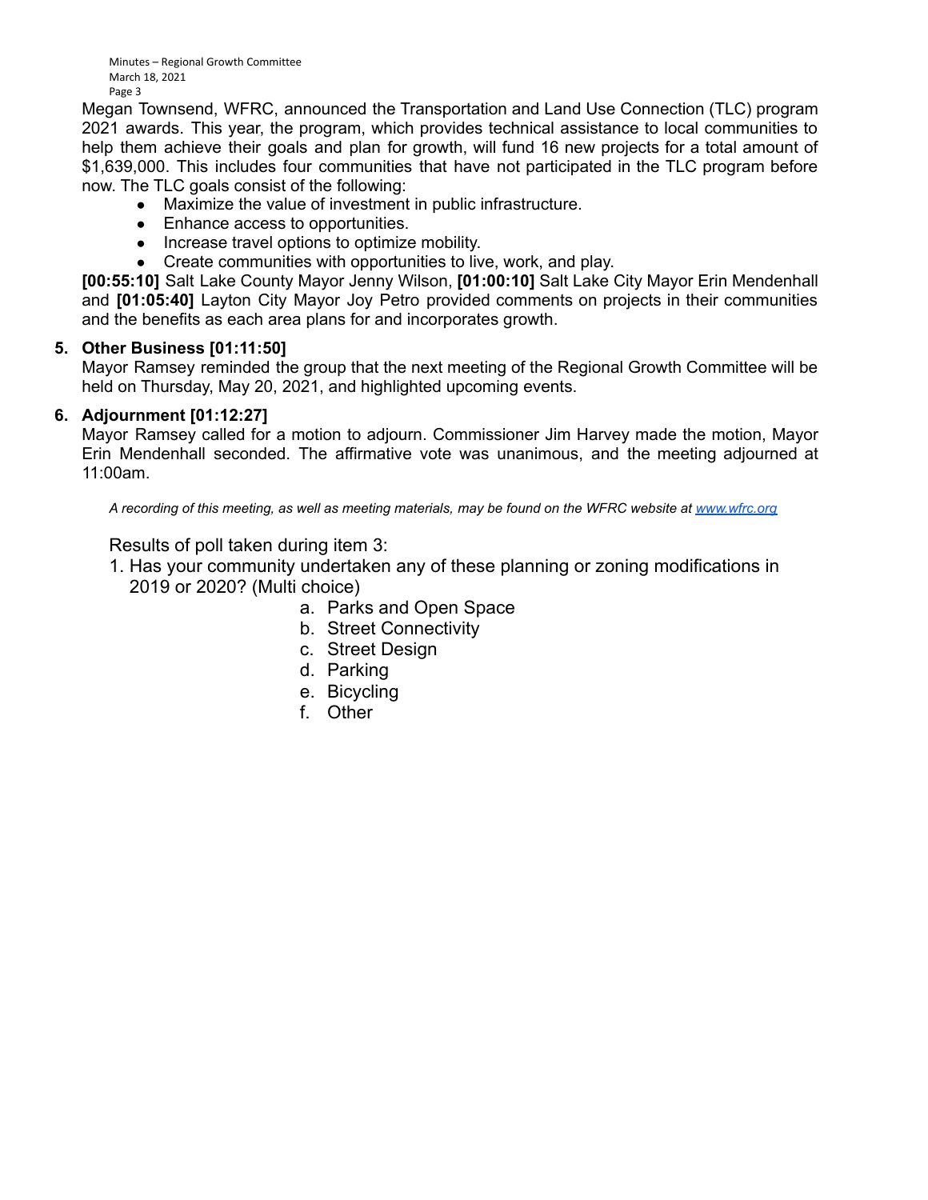Megan Townsend, WFRC, announced the Transportation and Land Use Connection (TLC) program 2021 awards. This year, the program, which provides technical assistance to local communities to help them achieve their goals and plan for growth, will fund 16 new projects for a total amount of $1,639,000. This includes four communities that have not participated in the TLC program before now. The TLC goals consist of the following:

- Maximize the value of investment in public infrastructure.
- Enhance access to opportunities.
- Increase travel options to optimize mobility.
- Create communities with opportunities to live, work, and play.

**[00:55:10]** Salt Lake County Mayor Jenny Wilson, **[01:00:10]** Salt Lake City Mayor Erin Mendenhall and **[01:05:40]** Layton City Mayor Joy Petro provided comments on projects in their communities and the benefits as each area plans for and incorporates growth.

**5. Other Business [01:11:50]**

Mayor Ramsey reminded the group that the next meeting of the Regional Growth Committee will be held on Thursday, May 20, 2021, and highlighted upcoming events.

**6. Adjournment [01:12:27]**

Mayor Ramsey called for a motion to adjourn. Commissioner Jim Harvey made the motion, Mayor Erin Mendenhall seconded. The affirmative vote was unanimous, and the meeting adjourned at 11:00am.

*A recording of this meeting, as well as meeting materials, may be found on the WFRC website at [www.wfrc.org](http://www.wfrc.org)*

Results of poll taken during item 3:

1. Has your community undertaken any of these planning or zoning modifications in 2019 or 2020? (Multi choice)
    a. Parks and Open Space
    b. Street Connectivity
    c. Street Design
    d. Parking
    e. Bicycling
    f. Other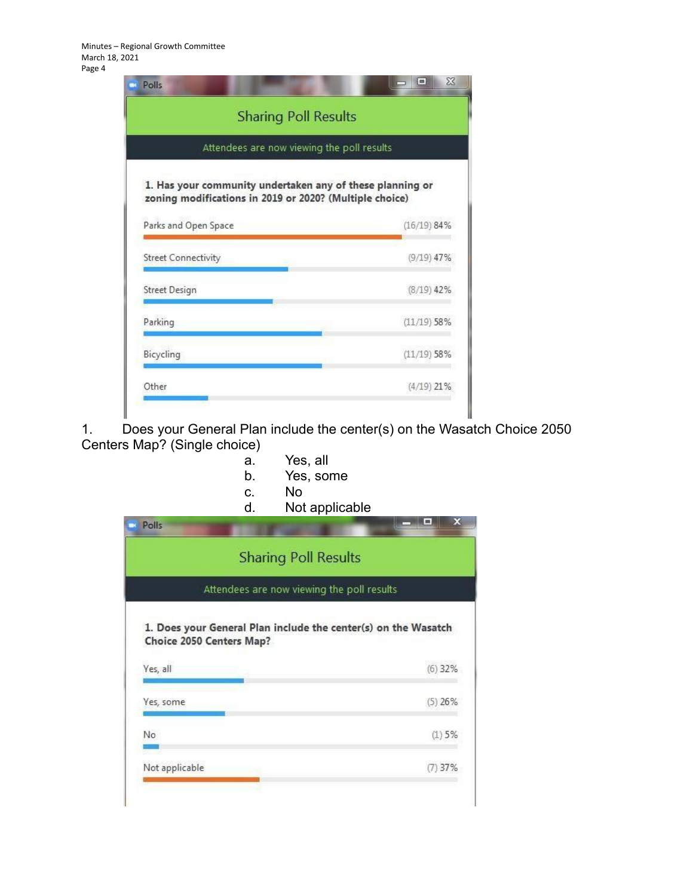**Sharing Poll Results**

Attendees are now viewing the poll results

**1. Has your community undertaken any of these planning or zoning modifications in 2019 or 2020? (Multiple choice)**

| Option | Result |
| --- | --- |
| Parks and Open Space | (16/19) 84% |
| Street Connectivity | (9/19) 47% |
| Street Design | (8/19) 42% |
| Parking | (11/19) 58% |
| Bicycling | (11/19) 58% |
| Other | (4/19) 21% |

1. Does your General Plan include the center(s) on the Wasatch Choice 2050 Centers Map? (Single choice)
   a. Yes, all
   b. Yes, some
   c. No
   d. Not applicable

**Sharing Poll Results**

Attendees are now viewing the poll results

**1. Does your General Plan include the center(s) on the Wasatch Choice 2050 Centers Map?**

| Option | Result |
| --- | --- |
| Yes, all | (6) 32% |
| Yes, some | (5) 26% |
| No | (1) 5% |
| Not applicable | (7) 37% |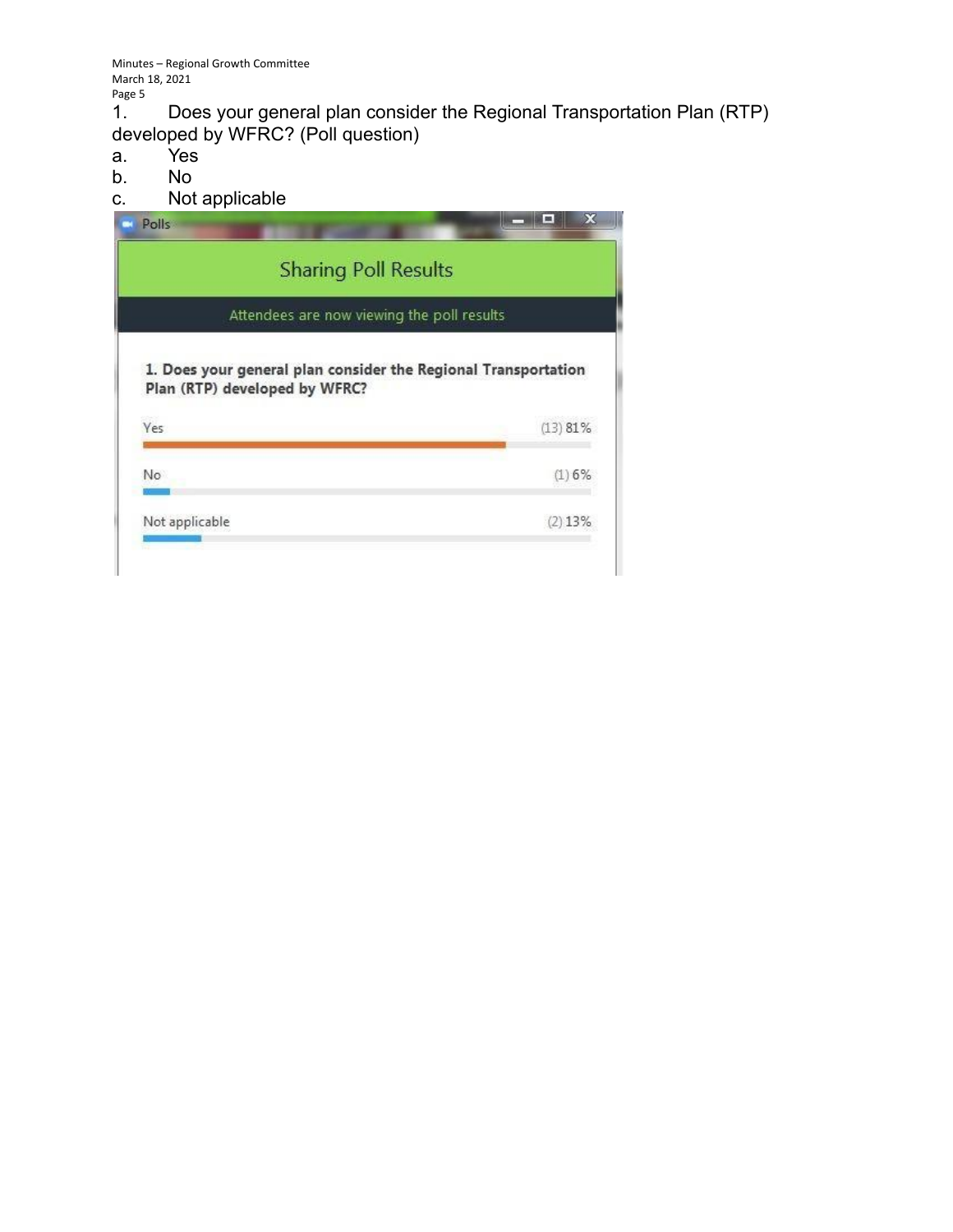1. Does your general plan consider the Regional Transportation Plan (RTP) developed by WFRC? (Poll question)

a. Yes

b. No

c. Not applicable

Polls

Sharing Poll Results

Attendees are now viewing the poll results

1. Does your general plan consider the Regional Transportation Plan (RTP) developed by WFRC?

Yes (13) 81%

No (1) 6%

Not applicable (2) 13%